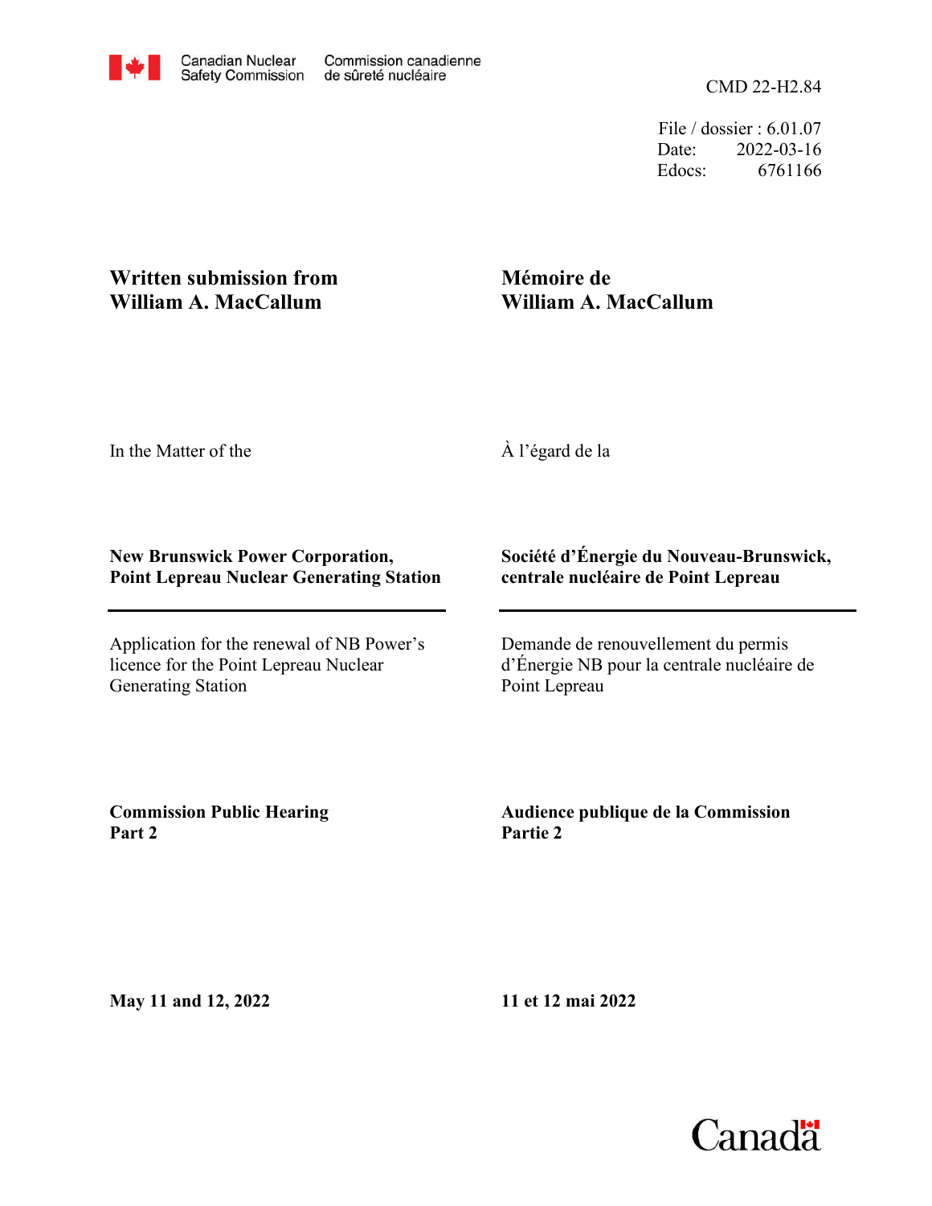Canadian Nuclear Safety Commission / Commission canadienne de sûreté nucléaire

CMD 22-H2.84

File / dossier : 6.01.07
Date: 2022-03-16
Edocs: 6761166

**Written submission from William A. MacCallum**

**Mémoire de William A. MacCallum**

In the Matter of the

À l'égard de la

**New Brunswick Power Corporation, Point Lepreau Nuclear Generating Station**

**Société d'Énergie du Nouveau-Brunswick, centrale nucléaire de Point Lepreau**

Application for the renewal of NB Power's licence for the Point Lepreau Nuclear Generating Station

Demande de renouvellement du permis d'Énergie NB pour la centrale nucléaire de Point Lepreau

**Commission Public Hearing Part 2**

**Audience publique de la Commission Partie 2**

**May 11 and 12, 2022**

**11 et 12 mai 2022**

Canada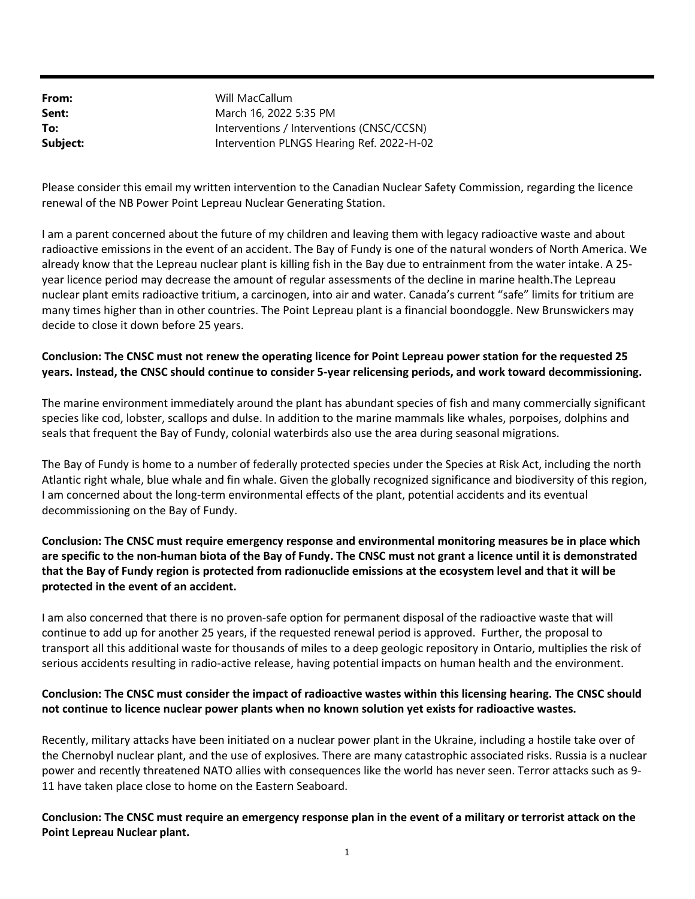| | |
|---|---|
| **From:** | Will MacCallum |
| **Sent:** | March 16, 2022 5:35 PM |
| **To:** | Interventions / Interventions (CNSC/CCSN) |
| **Subject:** | Intervention PLNGS Hearing Ref. 2022-H-02 |

Please consider this email my written intervention to the Canadian Nuclear Safety Commission, regarding the licence renewal of the NB Power Point Lepreau Nuclear Generating Station.

I am a parent concerned about the future of my children and leaving them with legacy radioactive waste and about radioactive emissions in the event of an accident. The Bay of Fundy is one of the natural wonders of North America. We already know that the Lepreau nuclear plant is killing fish in the Bay due to entrainment from the water intake. A 25-year licence period may decrease the amount of regular assessments of the decline in marine health.The Lepreau nuclear plant emits radioactive tritium, a carcinogen, into air and water. Canada's current "safe" limits for tritium are many times higher than in other countries. The Point Lepreau plant is a financial boondoggle. New Brunswickers may decide to close it down before 25 years.

**Conclusion: The CNSC must not renew the operating licence for Point Lepreau power station for the requested 25 years. Instead, the CNSC should continue to consider 5-year relicensing periods, and work toward decommissioning.**

The marine environment immediately around the plant has abundant species of fish and many commercially significant species like cod, lobster, scallops and dulse. In addition to the marine mammals like whales, porpoises, dolphins and seals that frequent the Bay of Fundy, colonial waterbirds also use the area during seasonal migrations.

The Bay of Fundy is home to a number of federally protected species under the Species at Risk Act, including the north Atlantic right whale, blue whale and fin whale. Given the globally recognized significance and biodiversity of this region, I am concerned about the long-term environmental effects of the plant, potential accidents and its eventual decommissioning on the Bay of Fundy.

**Conclusion: The CNSC must require emergency response and environmental monitoring measures be in place which are specific to the non-human biota of the Bay of Fundy. The CNSC must not grant a licence until it is demonstrated that the Bay of Fundy region is protected from radionuclide emissions at the ecosystem level and that it will be protected in the event of an accident.**

I am also concerned that there is no proven-safe option for permanent disposal of the radioactive waste that will continue to add up for another 25 years, if the requested renewal period is approved. Further, the proposal to transport all this additional waste for thousands of miles to a deep geologic repository in Ontario, multiplies the risk of serious accidents resulting in radio-active release, having potential impacts on human health and the environment.

**Conclusion: The CNSC must consider the impact of radioactive wastes within this licensing hearing. The CNSC should not continue to licence nuclear power plants when no known solution yet exists for radioactive wastes.**

Recently, military attacks have been initiated on a nuclear power plant in the Ukraine, including a hostile take over of the Chernobyl nuclear plant, and the use of explosives. There are many catastrophic associated risks. Russia is a nuclear power and recently threatened NATO allies with consequences like the world has never seen. Terror attacks such as 9-11 have taken place close to home on the Eastern Seaboard.

**Conclusion: The CNSC must require an emergency response plan in the event of a military or terrorist attack on the Point Lepreau Nuclear plant.**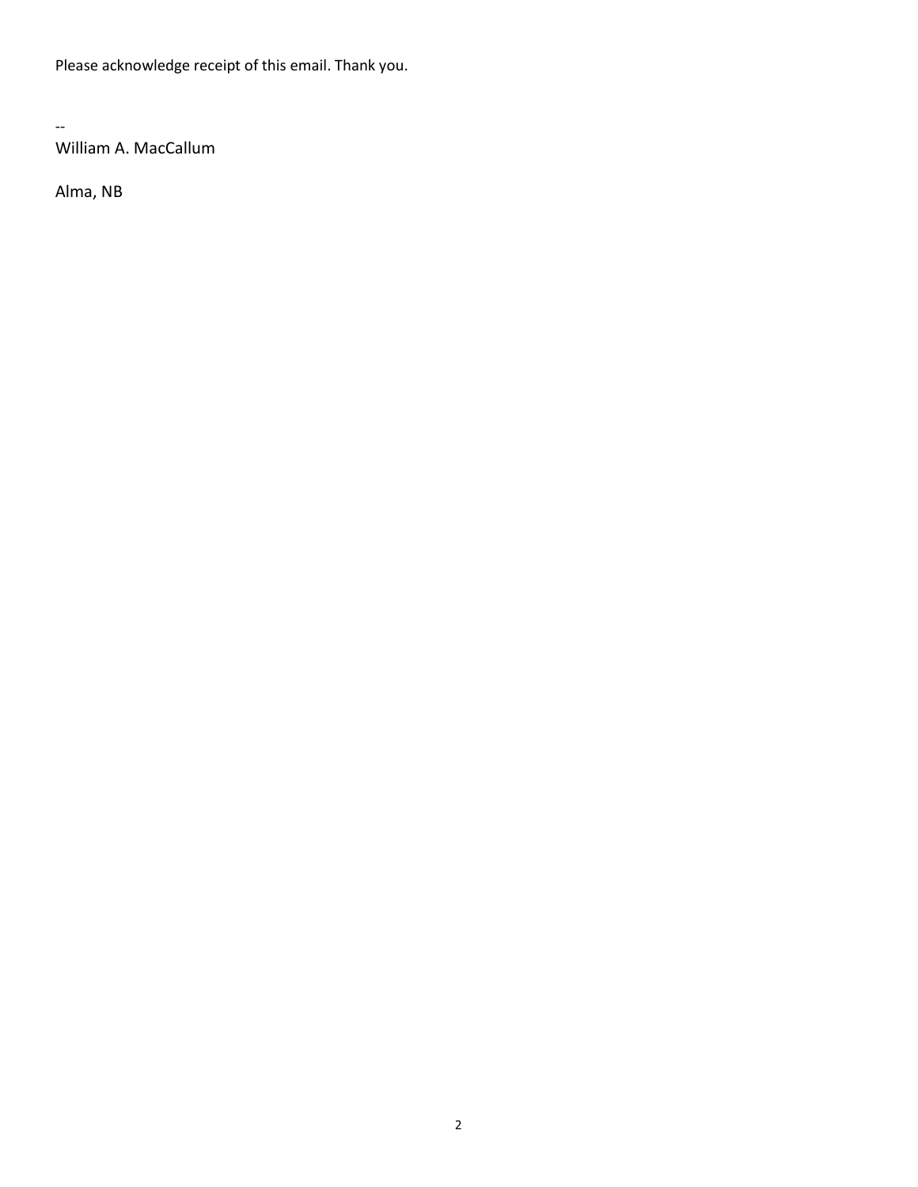Please acknowledge receipt of this email. Thank you.

--
William A. MacCallum

Alma, NB